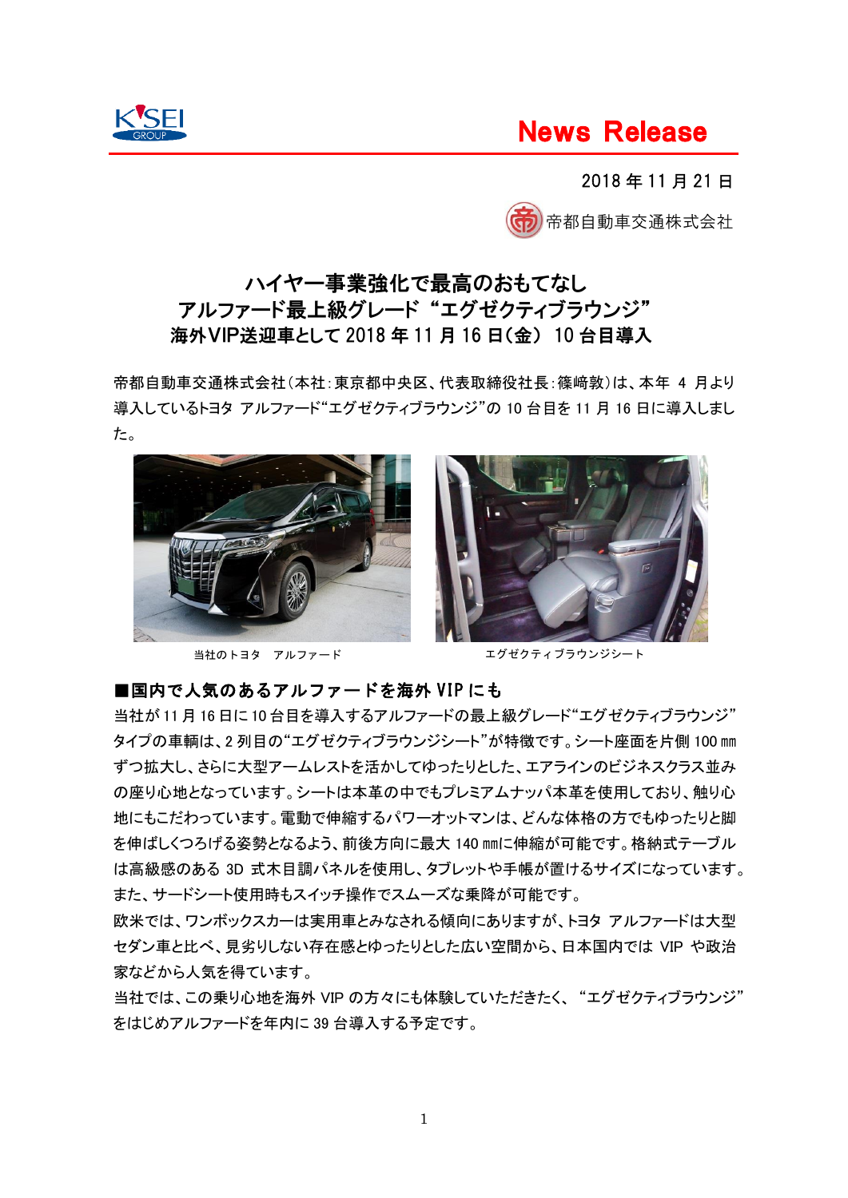KSEI GROUP

# News Release

2018 年 11 月 21 日

帝都自動車交通株式会社

## ハイヤー事業強化で最高のおもてなし
## アルファード最上級グレード“エグゼクティブラウンジ”
## 海外VIP送迎車として 2018 年 11 月 16 日(金) 10 台目導入

帝都自動車交通株式会社(本社:東京都中央区、代表取締役社長:篠崎敦)は、本年 4 月より導入しているトヨタ アルファード“エグゼクティブラウンジ”の 10 台目を 11 月 16 日に導入しました。

当社のトヨタ アルファード

エグゼクティブラウンジシート

### ■国内で人気のあるアルファードを海外 VIP にも

当社が 11 月 16 日に 10 台目を導入するアルファードの最上級グレード“エグゼクティブラウンジ”タイプの車輌は、2 列目の“エグゼクティブラウンジシート”が特徴です。シート座面を片側 100 ㎜ずつ拡大し、さらに大型アームレストを活かしてゆったりとした、エアラインのビジネスクラス並みの座り心地となっています。シートは本革の中でもプレミアムナッパ本革を使用しており、触り心地にもこだわっています。電動で伸縮するパワーオットマンは、どんな体格の方でもゆったりと脚を伸ばしくつろげる姿勢となるよう、前後方向に最大 140 ㎜に伸縮が可能です。格納式テーブルは高級感のある 3D 式木目調パネルを使用し、タブレットや手帳が置けるサイズになっています。また、サードシート使用時もスイッチ操作でスムーズな乗降が可能です。

欧米では、ワンボックスカーは実用車とみなされる傾向にありますが、トヨタ アルファードは大型セダン車と比べ、見劣りしない存在感とゆったりとした広い空間から、日本国内では VIP や政治家などから人気を得ています。

当社では、この乗り心地を海外 VIP の方々にも体験していただきたく、“エグゼクティブラウンジ”をはじめアルファードを年内に 39 台導入する予定です。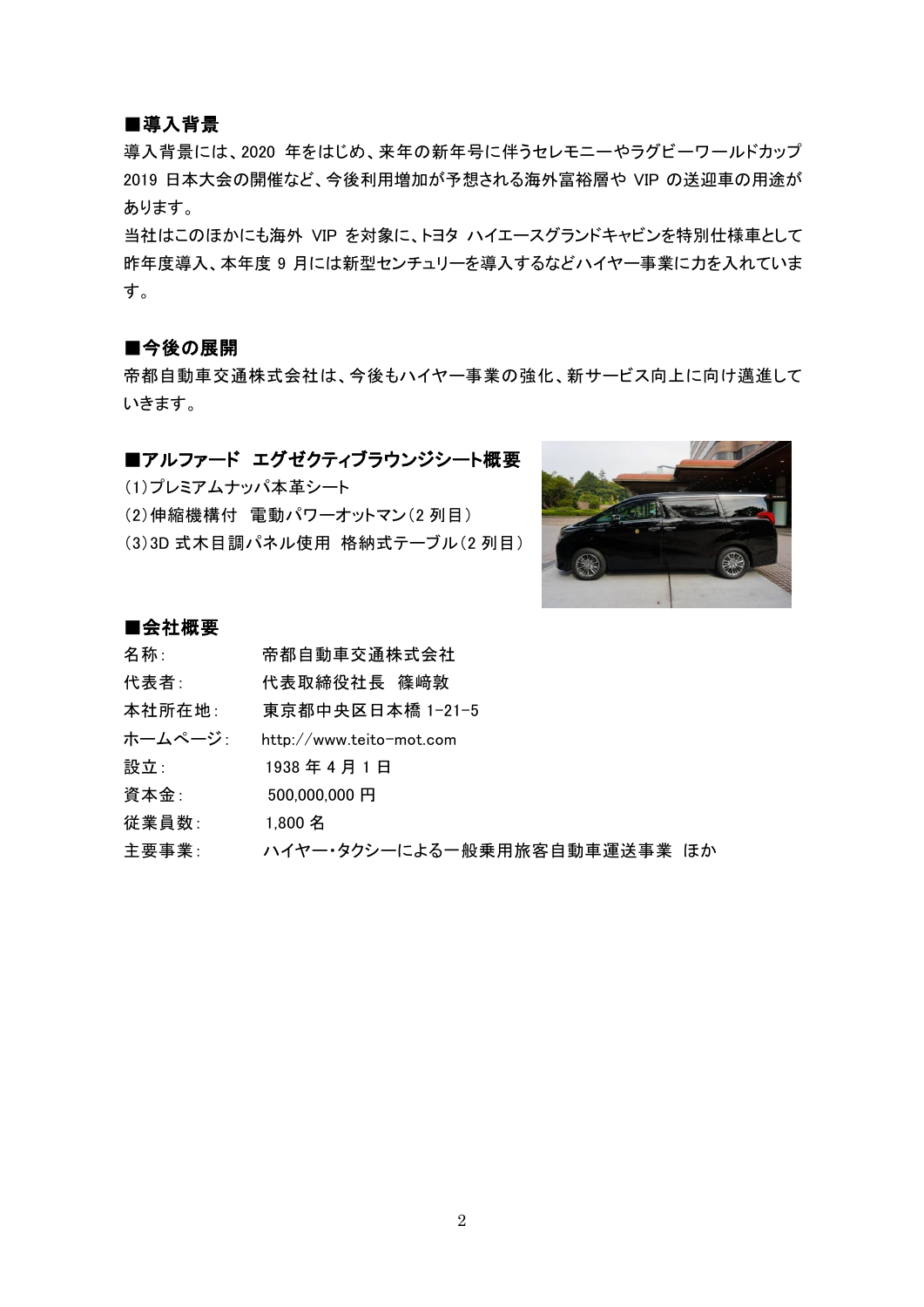## ■導入背景

導入背景には、2020 年をはじめ、来年の新年号に伴うセレモニーやラグビーワールドカップ 2019 日本大会の開催など、今後利用増加が予想される海外富裕層や VIP の送迎車の用途があります。

当社はこのほかにも海外 VIP を対象に、トヨタ ハイエースグランドキャビンを特別仕様車として昨年度導入、本年度 9 月には新型センチュリーを導入するなどハイヤー事業に力を入れています。

## ■今後の展開

帝都自動車交通株式会社は、今後もハイヤー事業の強化、新サービス向上に向け邁進していきます。

## ■アルファード エグゼクティブラウンジシート概要

(1)プレミアムナッパ本革シート
(2)伸縮機構付 電動パワーオットマン(2 列目)
(3)3D 式木目調パネル使用 格納式テーブル(2 列目)

## ■会社概要

| | |
|---|---|
| 名称: | 帝都自動車交通株式会社 |
| 代表者: | 代表取締役社長 篠崎敦 |
| 本社所在地: | 東京都中央区日本橋 1-21-5 |
| ホームページ: | http://www.teito-mot.com |
| 設立: | 1938 年 4 月 1 日 |
| 資本金: | 500,000,000 円 |
| 従業員数: | 1,800 名 |
| 主要事業: | ハイヤー・タクシーによる一般乗用旅客自動車運送事業 ほか |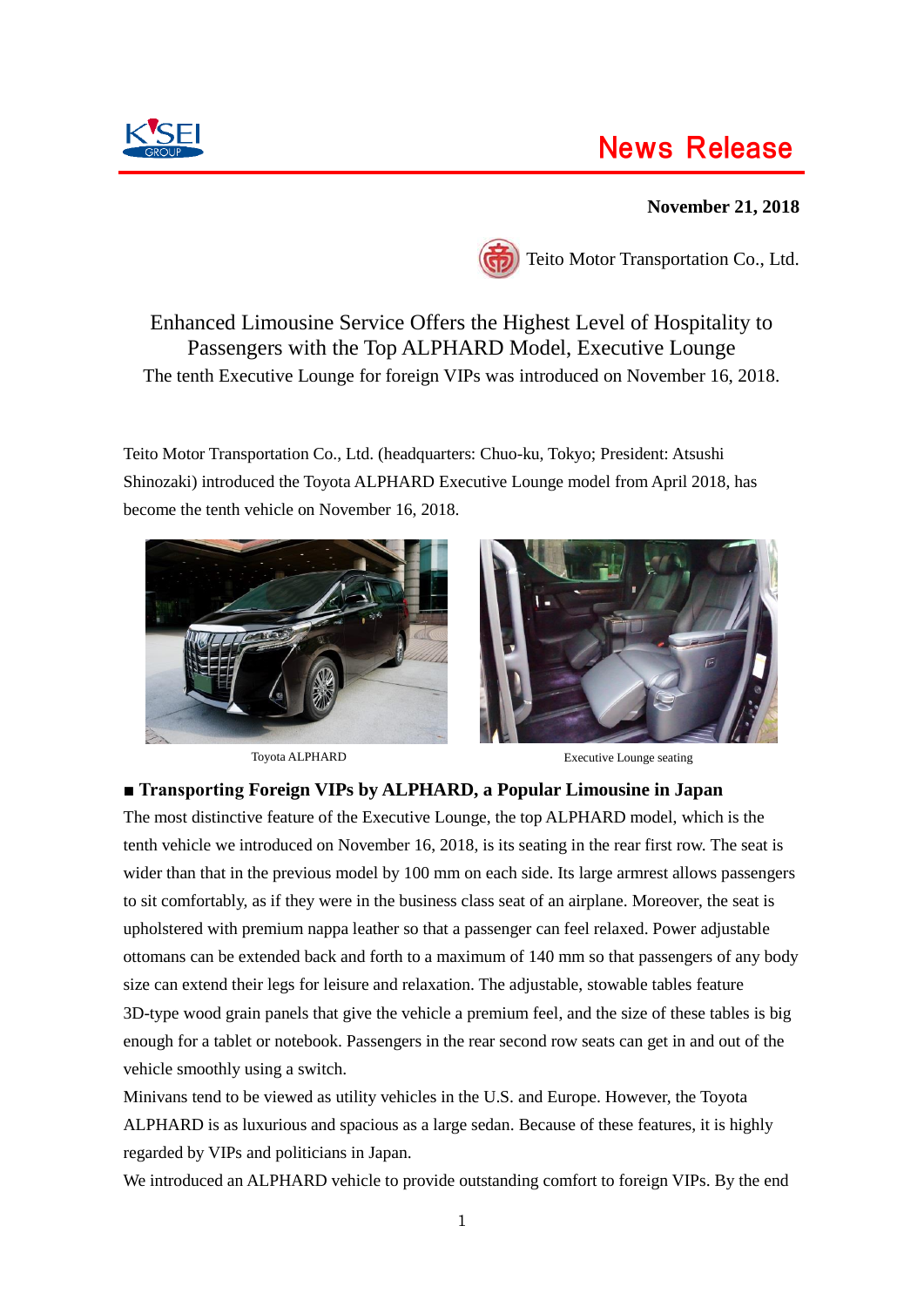News Release

**November 21, 2018**

Teito Motor Transportation Co., Ltd.

# Enhanced Limousine Service Offers the Highest Level of Hospitality to Passengers with the Top ALPHARD Model, Executive Lounge

The tenth Executive Lounge for foreign VIPs was introduced on November 16, 2018.

Teito Motor Transportation Co., Ltd. (headquarters: Chuo-ku, Tokyo; President: Atsushi Shinozaki) introduced the Toyota ALPHARD Executive Lounge model from April 2018, has become the tenth vehicle on November 16, 2018.

Toyota ALPHARD

Executive Lounge seating

## ■ Transporting Foreign VIPs by ALPHARD, a Popular Limousine in Japan

The most distinctive feature of the Executive Lounge, the top ALPHARD model, which is the tenth vehicle we introduced on November 16, 2018, is its seating in the rear first row. The seat is wider than that in the previous model by 100 mm on each side. Its large armrest allows passengers to sit comfortably, as if they were in the business class seat of an airplane. Moreover, the seat is upholstered with premium nappa leather so that a passenger can feel relaxed. Power adjustable ottomans can be extended back and forth to a maximum of 140 mm so that passengers of any body size can extend their legs for leisure and relaxation. The adjustable, stowable tables feature 3D-type wood grain panels that give the vehicle a premium feel, and the size of these tables is big enough for a tablet or notebook. Passengers in the rear second row seats can get in and out of the vehicle smoothly using a switch.

Minivans tend to be viewed as utility vehicles in the U.S. and Europe. However, the Toyota ALPHARD is as luxurious and spacious as a large sedan. Because of these features, it is highly regarded by VIPs and politicians in Japan.

We introduced an ALPHARD vehicle to provide outstanding comfort to foreign VIPs. By the end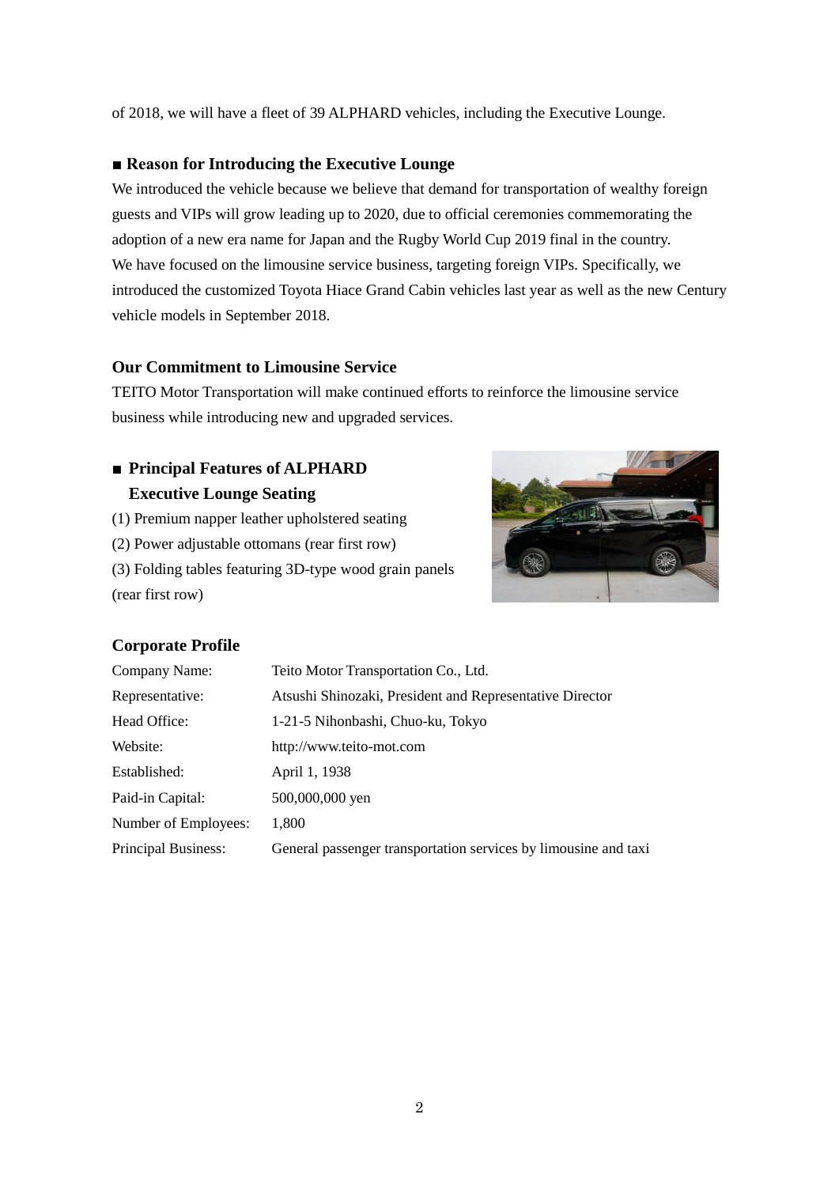of 2018, we will have a fleet of 39 ALPHARD vehicles, including the Executive Lounge.

## ■ Reason for Introducing the Executive Lounge

We introduced the vehicle because we believe that demand for transportation of wealthy foreign guests and VIPs will grow leading up to 2020, due to official ceremonies commemorating the adoption of a new era name for Japan and the Rugby World Cup 2019 final in the country.
We have focused on the limousine service business, targeting foreign VIPs. Specifically, we introduced the customized Toyota Hiace Grand Cabin vehicles last year as well as the new Century vehicle models in September 2018.

## Our Commitment to Limousine Service

TEITO Motor Transportation will make continued efforts to reinforce the limousine service business while introducing new and upgraded services.

## ■ Principal Features of ALPHARD Executive Lounge Seating

(1) Premium napper leather upholstered seating
(2) Power adjustable ottomans (rear first row)
(3) Folding tables featuring 3D-type wood grain panels (rear first row)

## Corporate Profile

| | |
|---|---|
| Company Name: | Teito Motor Transportation Co., Ltd. |
| Representative: | Atsushi Shinozaki, President and Representative Director |
| Head Office: | 1-21-5 Nihonbashi, Chuo-ku, Tokyo |
| Website: | http://www.teito-mot.com |
| Established: | April 1, 1938 |
| Paid-in Capital: | 500,000,000 yen |
| Number of Employees: | 1,800 |
| Principal Business: | General passenger transportation services by limousine and taxi |